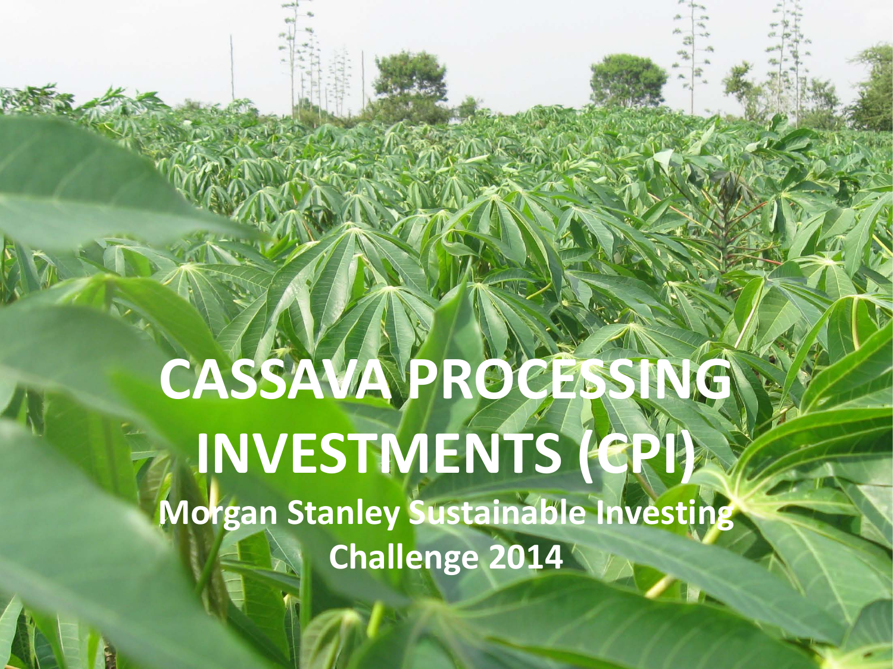# CASSAVA PROCESSING INVESTMENTS (CPI)

## Morgan Stanley Sustainable Investing Challenge 2014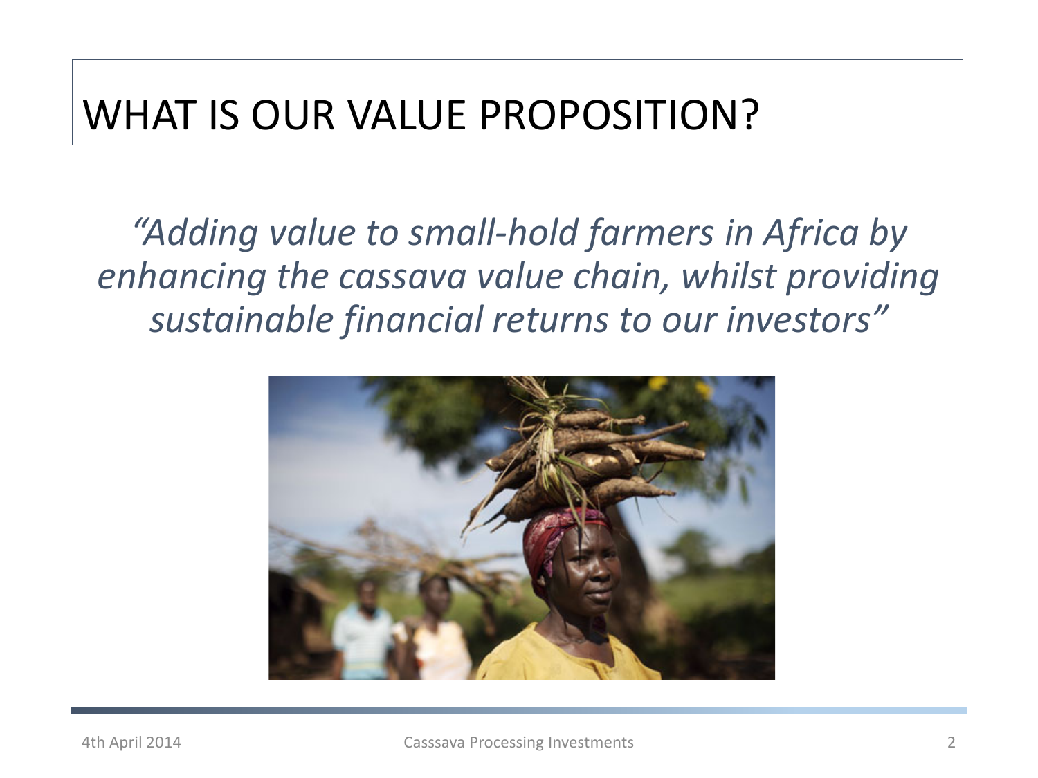# WHAT IS OUR VALUE PROPOSITION?

*"Adding value to small-hold farmers in Africa by enhancing the cassava value chain, whilst providing sustainable financial returns to our investors"*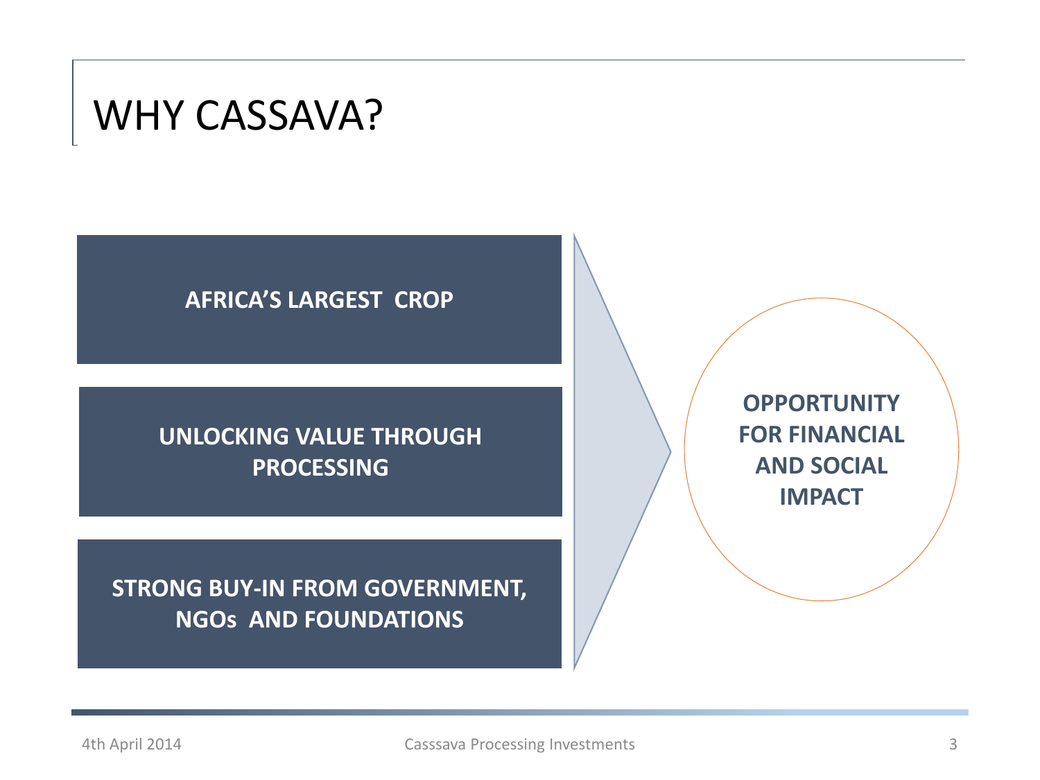# WHY CASSAVA?

**AFRICA'S LARGEST CROP**

**UNLOCKING VALUE THROUGH PROCESSING**

**STRONG BUY-IN FROM GOVERNMENT, NGOs AND FOUNDATIONS**

**OPPORTUNITY FOR FINANCIAL AND SOCIAL IMPACT**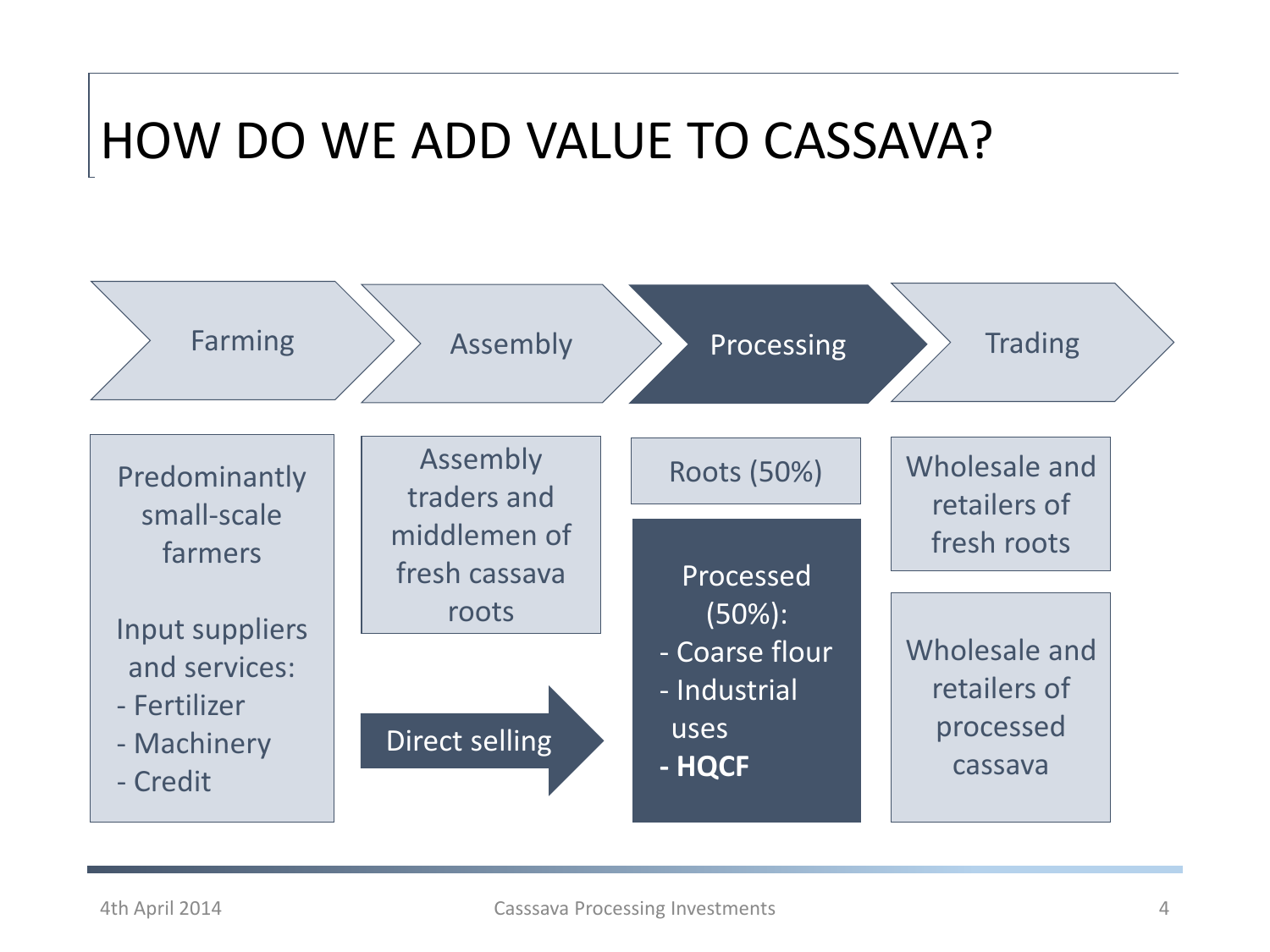# HOW DO WE ADD VALUE TO CASSAVA?

| Farming | Assembly | Processing | Trading |
| --- | --- | --- | --- |
| Predominantly small-scale farmers<br><br>Input suppliers and services:<br>- Fertilizer<br>- Machinery<br>- Credit | Assembly traders and middlemen of fresh cassava roots<br><br>Direct selling | Roots (50%)<br><br>Processed (50%):<br>- Coarse flour<br>- Industrial uses<br>**- HQCF** | Wholesale and retailers of fresh roots<br><br>Wholesale and retailers of processed cassava |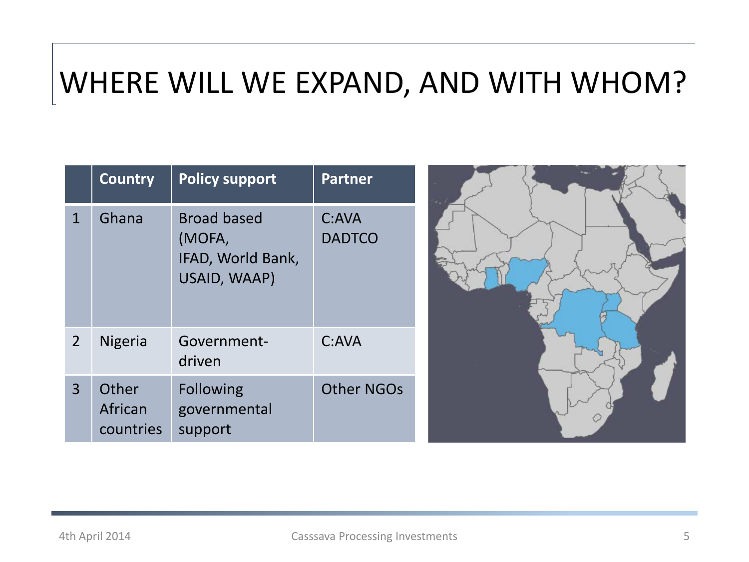# WHERE WILL WE EXPAND, AND WITH WHOM?

| | Country | Policy support | Partner |
|---|---|---|---|
| 1 | Ghana | Broad based (MOFA, IFAD, World Bank, USAID, WAAP) | C:AVA DADTCO |
| 2 | Nigeria | Government-driven | C:AVA |
| 3 | Other African countries | Following governmental support | Other NGOs |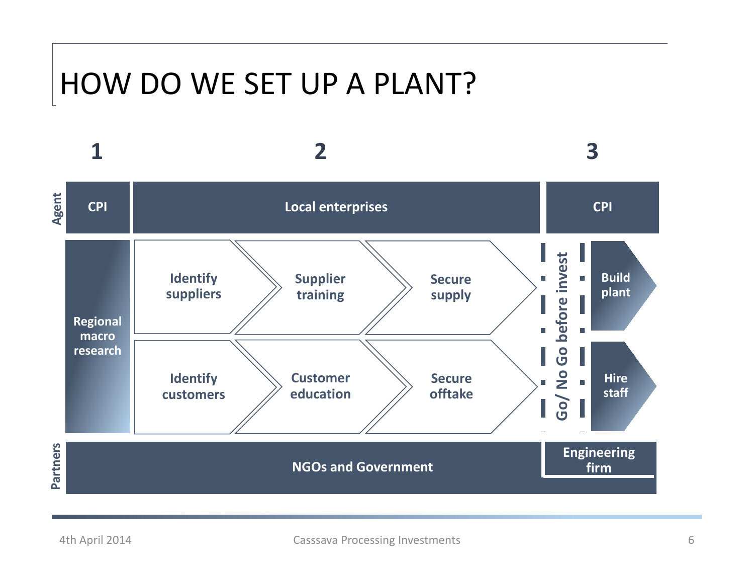# HOW DO WE SET UP A PLANT?

| | 1 | 2 | | | | 3 |
|---|---|---|---|---|---|---|
| **Agent** | **CPI** | **Local enterprises** | | | | **CPI** |
| | **Regional macro research** | **Identify suppliers** | **Supplier training** | **Secure supply** | **Go/ No Go before invest** | **Build plant** |
| | | **Identify customers** | **Customer education** | **Secure offtake** | | **Hire staff** |
| **Partners** | **NGOs and Government** | | | | | **Engineering firm** |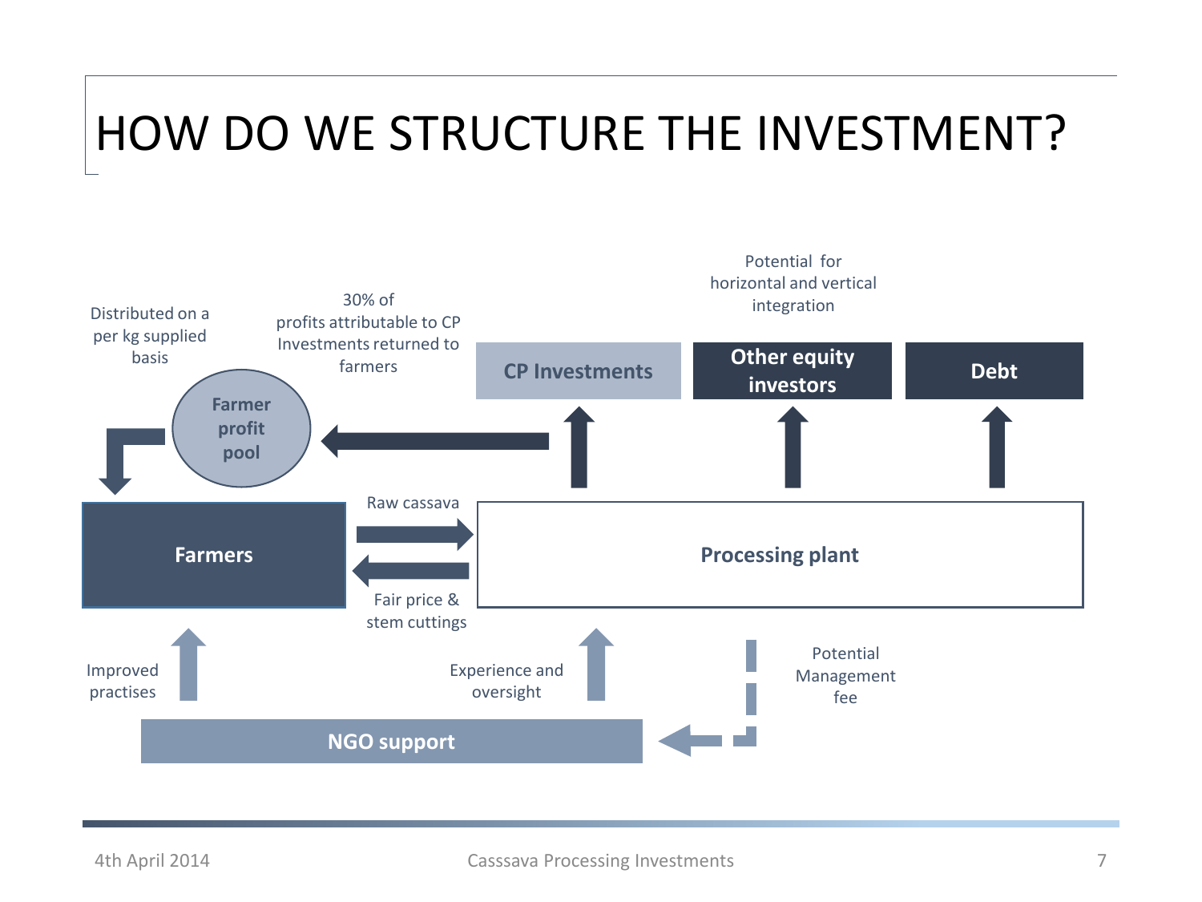# HOW DO WE STRUCTURE THE INVESTMENT?

Distributed on a per kg supplied basis

30% of profits attributable to CP Investments returned to farmers

Potential for horizontal and vertical integration

**Farmer profit pool**

**CP Investments**

**Other equity investors**

**Debt**

**Farmers**

Raw cassava

Fair price & stem cuttings

**Processing plant**

Improved practises

Experience and oversight

Potential Management fee

**NGO support**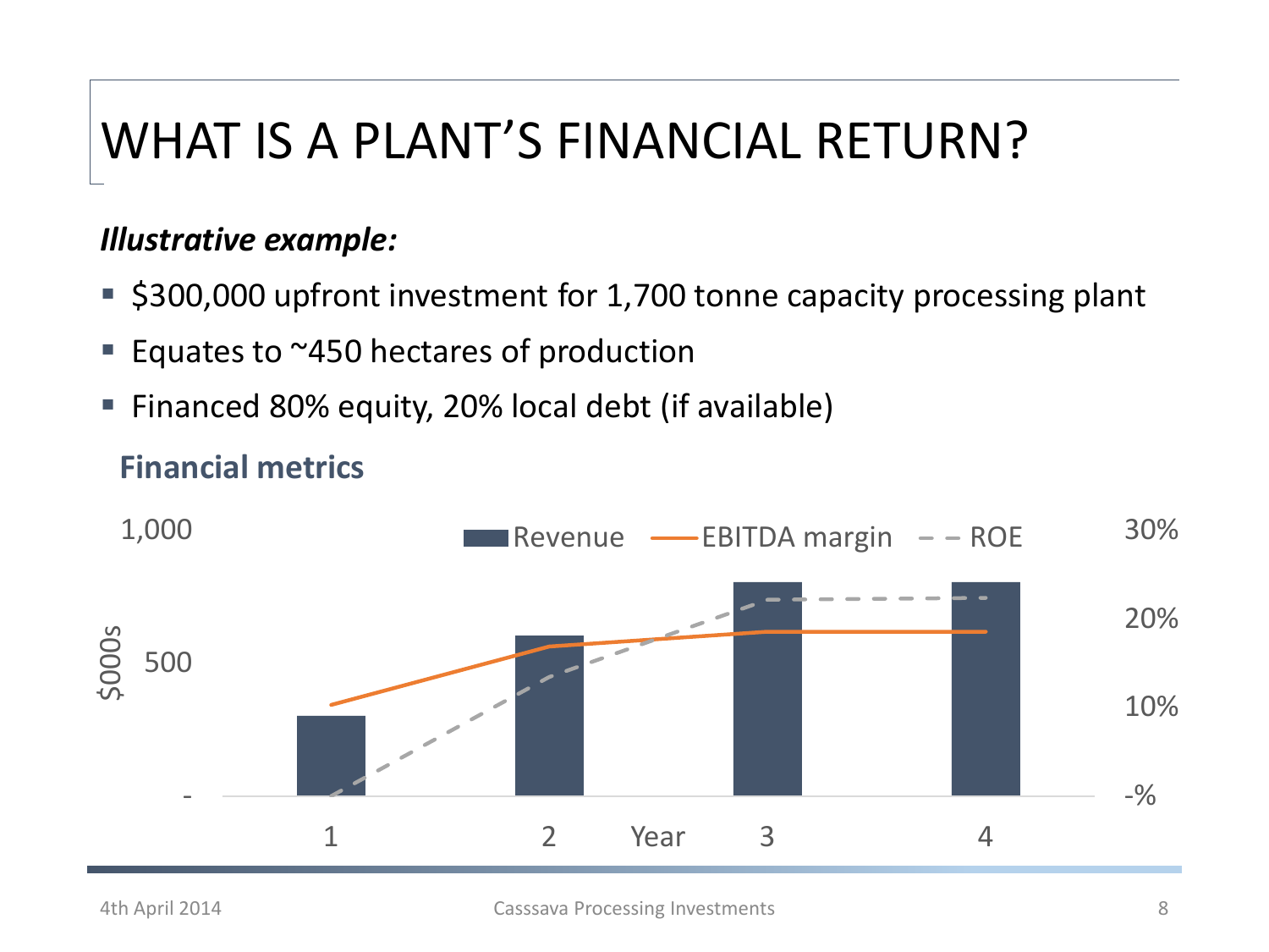# WHAT IS A PLANT'S FINANCIAL RETURN?

***Illustrative example:***

- $300,000 upfront investment for 1,700 tonne capacity processing plant
- Equates to ~450 hectares of production
- Financed 80% equity, 20% local debt (if available)

**Financial metrics**

1,000 Revenue EBITDA margin ROE 30%

$000s 500 20%

10%

\- -%

1 2 Year 3 4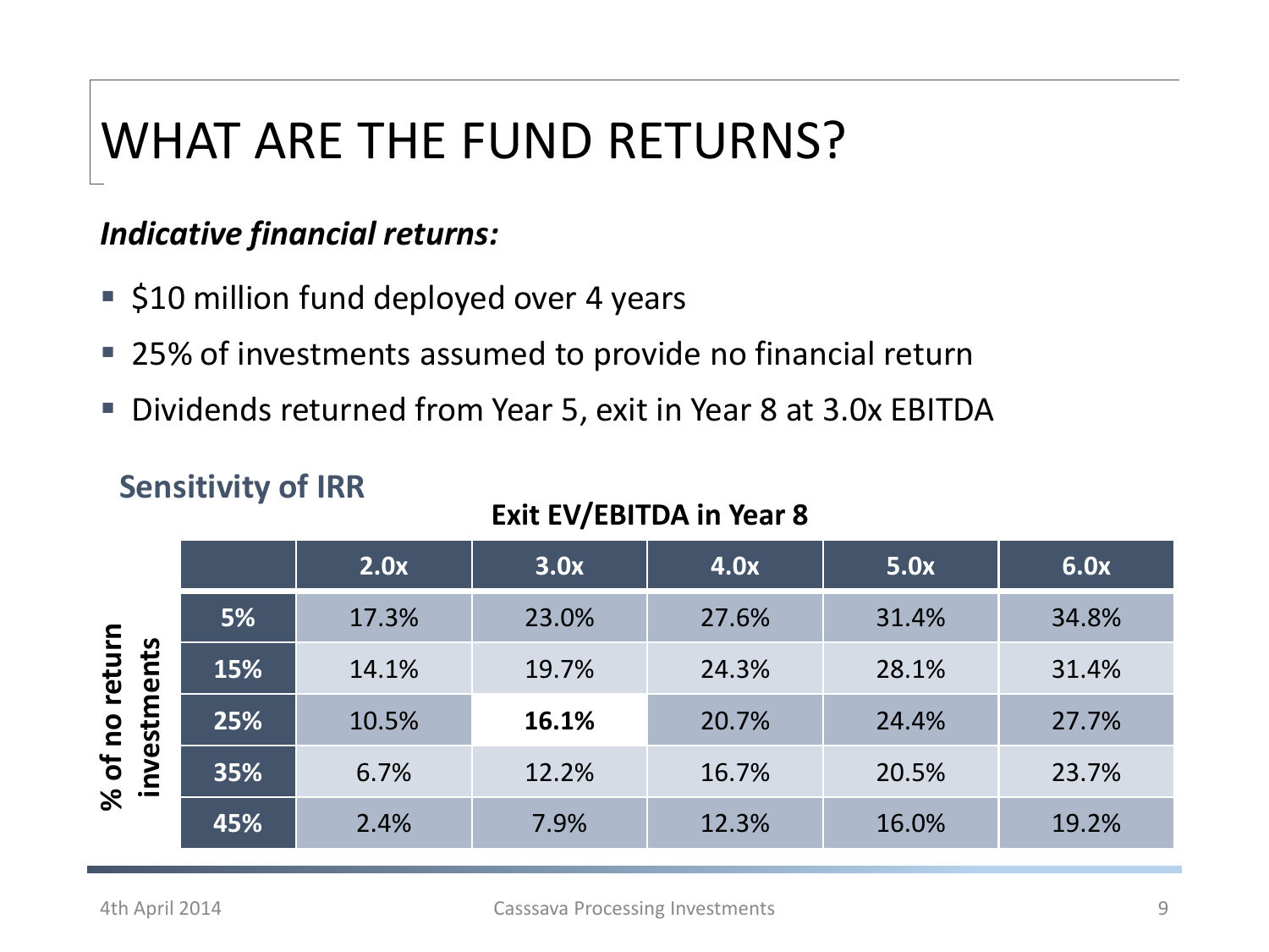# WHAT ARE THE FUND RETURNS?

***Indicative financial returns:***

- $10 million fund deployed over 4 years
- 25% of investments assumed to provide no financial return
- Dividends returned from Year 5, exit in Year 8 at 3.0x EBITDA

## Sensitivity of IRR

| % of no return investments | Exit EV/EBITDA in Year 8 | | | | |
|---|---|---|---|---|---|
| | **2.0x** | **3.0x** | **4.0x** | **5.0x** | **6.0x** |
| **5%** | 17.3% | 23.0% | 27.6% | 31.4% | 34.8% |
| **15%** | 14.1% | 19.7% | 24.3% | 28.1% | 31.4% |
| **25%** | 10.5% | **16.1%** | 20.7% | 24.4% | 27.7% |
| **35%** | 6.7% | 12.2% | 16.7% | 20.5% | 23.7% |
| **45%** | 2.4% | 7.9% | 12.3% | 16.0% | 19.2% |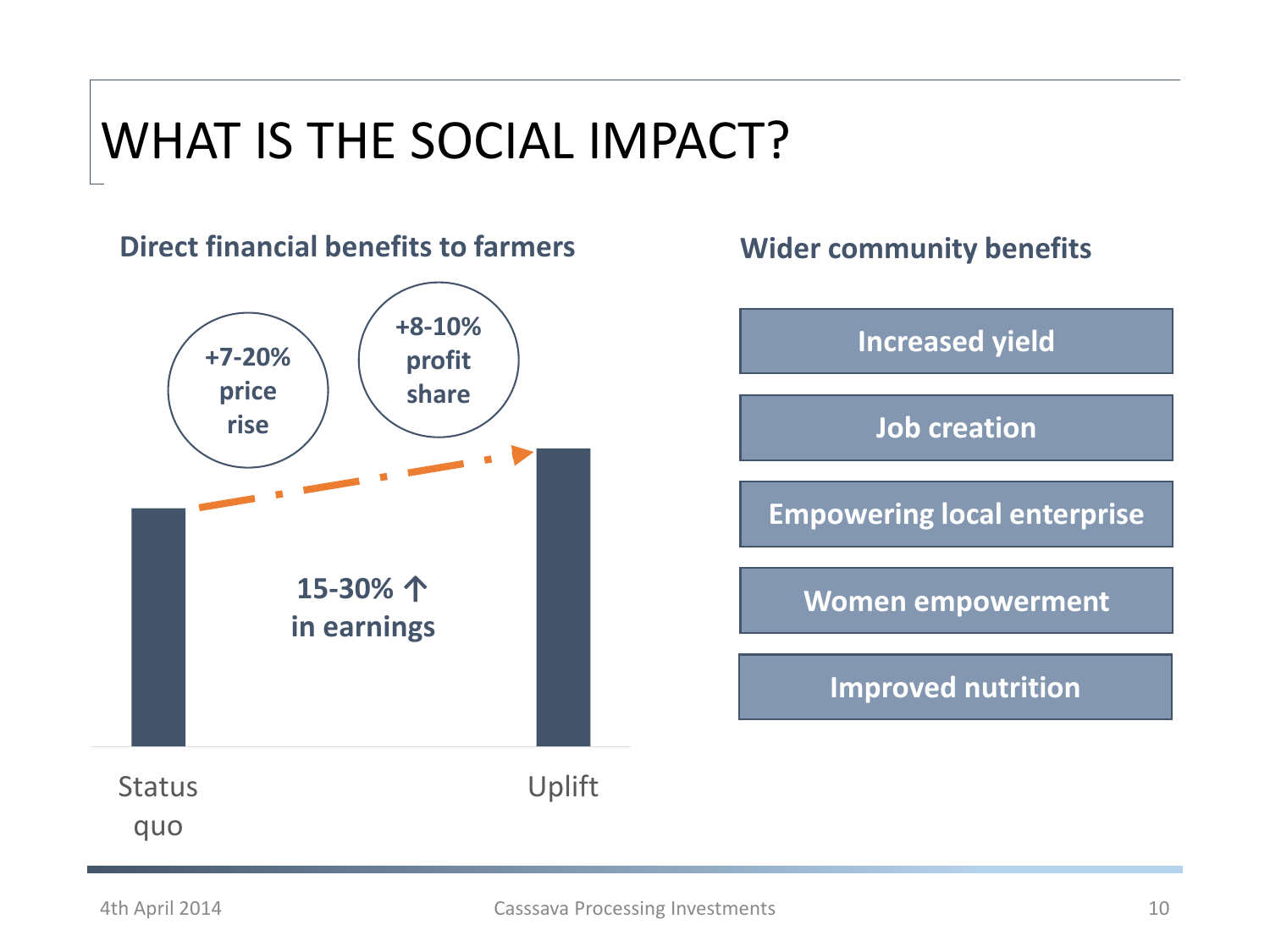# WHAT IS THE SOCIAL IMPACT?

**Direct financial benefits to farmers**

**+7-20% price rise**

**+8-10% profit share**

**15-30% ↑ in earnings**

Status quo

Uplift

**Wider community benefits**

- **Increased yield**
- **Job creation**
- **Empowering local enterprise**
- **Women empowerment**
- **Improved nutrition**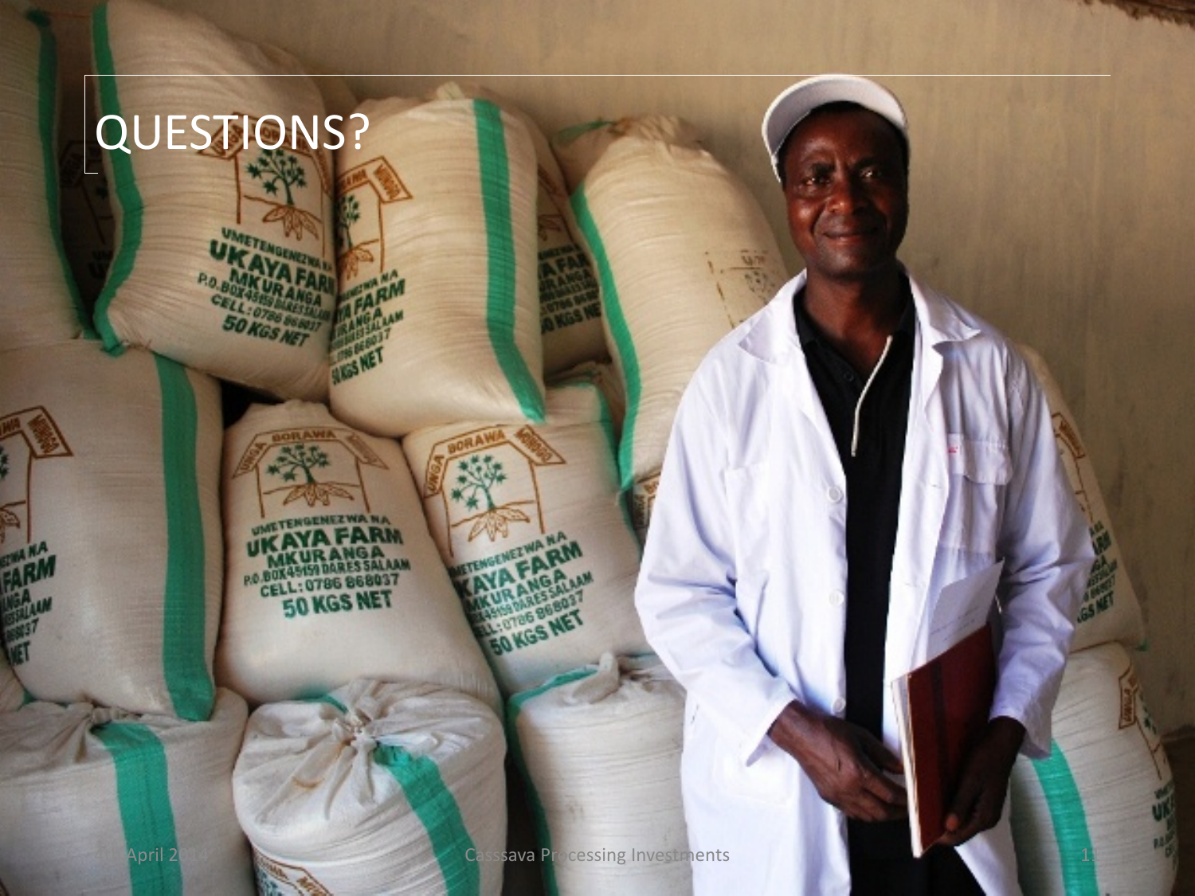# QUESTIONS?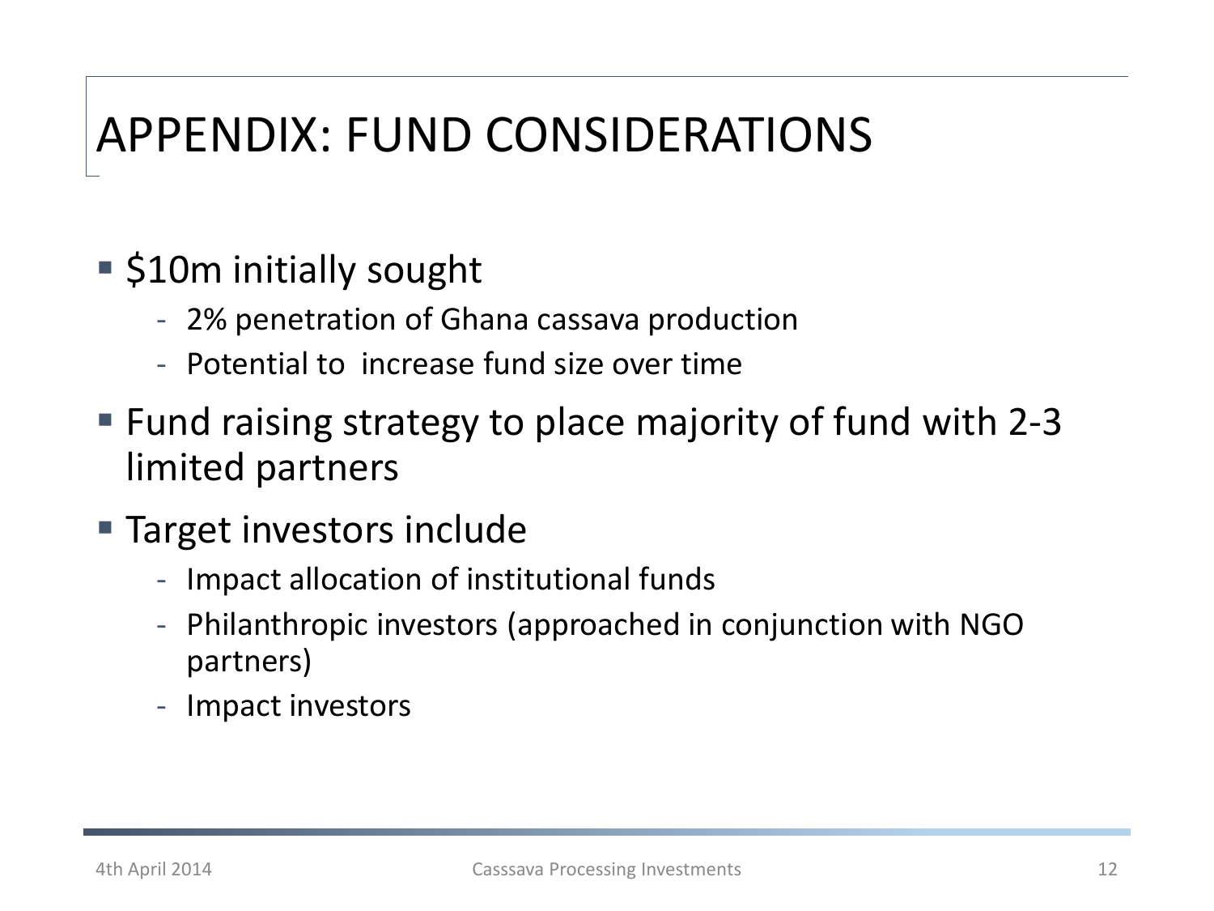# APPENDIX: FUND CONSIDERATIONS

- $10m initially sought
  - 2% penetration of Ghana cassava production
  - Potential to  increase fund size over time
- Fund raising strategy to place majority of fund with 2-3 limited partners
- Target investors include
  - Impact allocation of institutional funds
  - Philanthropic investors (approached in conjunction with NGO partners)
  - Impact investors